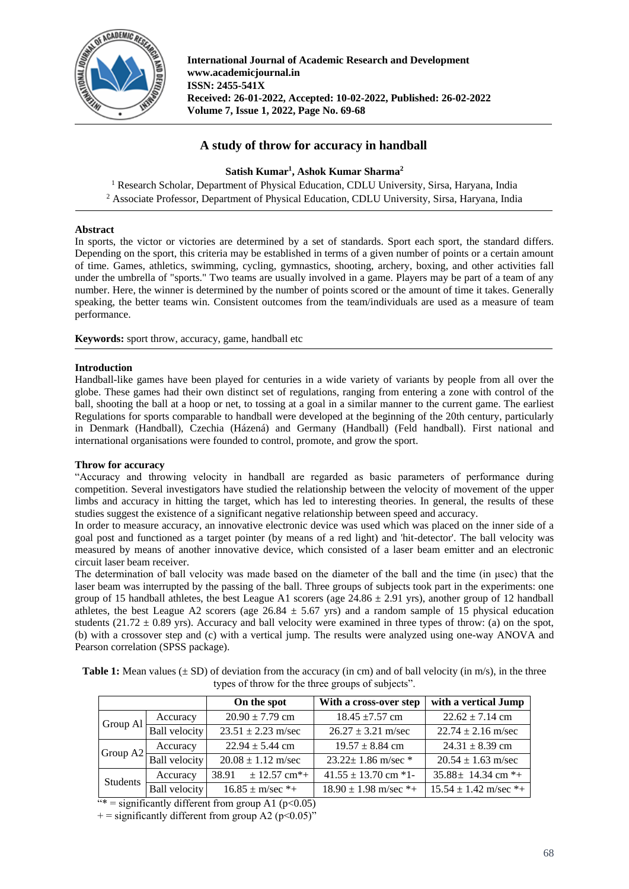International Journal of Academic Research and Development
www.academicjournal.in
ISSN: 2455-541X
Received: 26-01-2022, Accepted: 10-02-2022, Published: 26-02-2022
Volume 7, Issue 1, 2022, Page No. 69-68

# A study of throw for accuracy in handball

**Satish Kumar[1], Ashok Kumar Sharma[2]**

[1] Research Scholar, Department of Physical Education, CDLU University, Sirsa, Haryana, India
[2] Associate Professor, Department of Physical Education, CDLU University, Sirsa, Haryana, India

## Abstract

In sports, the victor or victories are determined by a set of standards. Sport each sport, the standard differs. Depending on the sport, this criteria may be established in terms of a given number of points or a certain amount of time. Games, athletics, swimming, cycling, gymnastics, shooting, archery, boxing, and other activities fall under the umbrella of "sports." Two teams are usually involved in a game. Players may be part of a team of any number. Here, the winner is determined by the number of points scored or the amount of time it takes. Generally speaking, the better teams win. Consistent outcomes from the team/individuals are used as a measure of team performance.

**Keywords:** sport throw, accuracy, game, handball etc

## Introduction

Handball-like games have been played for centuries in a wide variety of variants by people from all over the globe. These games had their own distinct set of regulations, ranging from entering a zone with control of the ball, shooting the ball at a hoop or net, to tossing at a goal in a similar manner to the current game. The earliest Regulations for sports comparable to handball were developed at the beginning of the 20th century, particularly in Denmark (Handball), Czechia (Házená) and Germany (Handball) (Feld handball). First national and international organisations were founded to control, promote, and grow the sport.

## Throw for accuracy

"Accuracy and throwing velocity in handball are regarded as basic parameters of performance during competition. Several investigators have studied the relationship between the velocity of movement of the upper limbs and accuracy in hitting the target, which has led to interesting theories. In general, the results of these studies suggest the existence of a significant negative relationship between speed and accuracy.

In order to measure accuracy, an innovative electronic device was used which was placed on the inner side of a goal post and functioned as a target pointer (by means of a red light) and 'hit-detector'. The ball velocity was measured by means of another innovative device, which consisted of a laser beam emitter and an electronic circuit laser beam receiver.

The determination of ball velocity was made based on the diameter of the ball and the time (in μsec) that the laser beam was interrupted by the passing of the ball. Three groups of subjects took part in the experiments: one group of 15 handball athletes, the best League A1 scorers (age 24.86 ± 2.91 yrs), another group of 12 handball athletes, the best League A2 scorers (age 26.84 ± 5.67 yrs) and a random sample of 15 physical education students (21.72 ± 0.89 yrs). Accuracy and ball velocity were examined in three types of throw: (a) on the spot, (b) with a crossover step and (c) with a vertical jump. The results were analyzed using one-way ANOVA and Pearson correlation (SPSS package).

**Table 1:** Mean values (± SD) of deviation from the accuracy (in cm) and of ball velocity (in m/s), in the three types of throw for the three groups of subjects".

| | | On the spot | With a cross-over step | with a vertical Jump |
|---|---|---|---|---|
| Group Al | Accuracy | 20.90 ± 7.79 cm | 18.45 ±7.57 cm | 22.62 ± 7.14 cm |
| | Ball velocity | 23.51 ± 2.23 m/sec | 26.27 ± 3.21 m/sec | 22.74 ± 2.16 m/sec |
| Group A2 | Accuracy | 22.94 ± 5.44 cm | 19.57 ± 8.84 cm | 24.31 ± 8.39 cm |
| | Ball velocity | 20.08 ± 1.12 m/sec | 23.22± 1.86 m/sec * | 20.54 ± 1.63 m/sec |
| Students | Accuracy | 38.91 ± 12.57 cm*+ | 41.55 ± 13.70 cm *1- | 35.88± 14.34 cm *+ |
| | Ball velocity | 16.85 ± m/sec *+ | 18.90 ± 1.98 m/sec *+ | 15.54 ± 1.42 m/sec *+ |

"* = significantly different from group A1 ($p<0.05$)
+ = significantly different from group A2 ($p<0.05$)"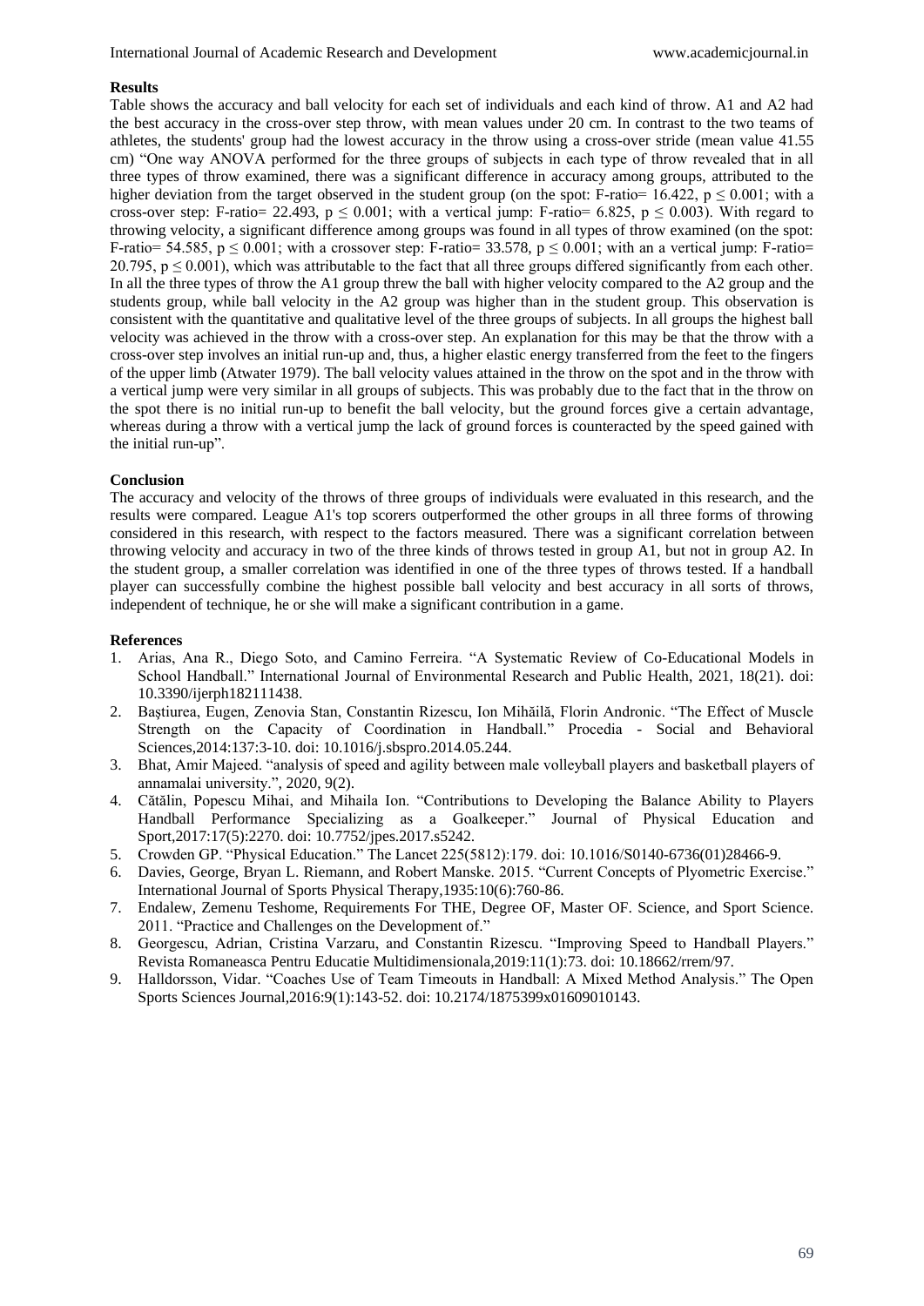## Results

Table shows the accuracy and ball velocity for each set of individuals and each kind of throw. A1 and A2 had the best accuracy in the cross-over step throw, with mean values under 20 cm. In contrast to the two teams of athletes, the students' group had the lowest accuracy in the throw using a cross-over stride (mean value 41.55 cm) "One way ANOVA performed for the three groups of subjects in each type of throw revealed that in all three types of throw examined, there was a significant difference in accuracy among groups, attributed to the higher deviation from the target observed in the student group (on the spot: F-ratio= 16.422, $p \leq 0.001$; with a cross-over step: F-ratio= 22.493, $p \leq 0.001$; with a vertical jump: F-ratio= 6.825, $p \leq 0.003$). With regard to throwing velocity, a significant difference among groups was found in all types of throw examined (on the spot: F-ratio= 54.585, $p \leq 0.001$; with a crossover step: F-ratio= 33.578, $p \leq 0.001$; with an a vertical jump: F-ratio= 20.795, $p \leq 0.001$), which was attributable to the fact that all three groups differed significantly from each other. In all the three types of throw the A1 group threw the ball with higher velocity compared to the A2 group and the students group, while ball velocity in the A2 group was higher than in the student group. This observation is consistent with the quantitative and qualitative level of the three groups of subjects. In all groups the highest ball velocity was achieved in the throw with a cross-over step. An explanation for this may be that the throw with a cross-over step involves an initial run-up and, thus, a higher elastic energy transferred from the feet to the fingers of the upper limb (Atwater 1979). The ball velocity values attained in the throw on the spot and in the throw with a vertical jump were very similar in all groups of subjects. This was probably due to the fact that in the throw on the spot there is no initial run-up to benefit the ball velocity, but the ground forces give a certain advantage, whereas during a throw with a vertical jump the lack of ground forces is counteracted by the speed gained with the initial run-up".

## Conclusion

The accuracy and velocity of the throws of three groups of individuals were evaluated in this research, and the results were compared. League A1's top scorers outperformed the other groups in all three forms of throwing considered in this research, with respect to the factors measured. There was a significant correlation between throwing velocity and accuracy in two of the three kinds of throws tested in group A1, but not in group A2. In the student group, a smaller correlation was identified in one of the three types of throws tested. If a handball player can successfully combine the highest possible ball velocity and best accuracy in all sorts of throws, independent of technique, he or she will make a significant contribution in a game.

## References

1. Arias, Ana R., Diego Soto, and Camino Ferreira. "A Systematic Review of Co-Educational Models in School Handball." International Journal of Environmental Research and Public Health, 2021, 18(21). doi: 10.3390/ijerph182111438.
2. Baştiurea, Eugen, Zenovia Stan, Constantin Rizescu, Ion Mihăilă, Florin Andronic. "The Effect of Muscle Strength on the Capacity of Coordination in Handball." Procedia - Social and Behavioral Sciences,2014:137:3-10. doi: 10.1016/j.sbspro.2014.05.244.
3. Bhat, Amir Majeed. "analysis of speed and agility between male volleyball players and basketball players of annamalai university.", 2020, 9(2).
4. Cătălin, Popescu Mihai, and Mihaila Ion. "Contributions to Developing the Balance Ability to Players Handball Performance Specializing as a Goalkeeper." Journal of Physical Education and Sport,2017:17(5):2270. doi: 10.7752/jpes.2017.s5242.
5. Crowden GP. "Physical Education." The Lancet 225(5812):179. doi: 10.1016/S0140-6736(01)28466-9.
6. Davies, George, Bryan L. Riemann, and Robert Manske. 2015. "Current Concepts of Plyometric Exercise." International Journal of Sports Physical Therapy,1935:10(6):760-86.
7. Endalew, Zemenu Teshome, Requirements For THE, Degree OF, Master OF. Science, and Sport Science. 2011. "Practice and Challenges on the Development of."
8. Georgescu, Adrian, Cristina Varzaru, and Constantin Rizescu. "Improving Speed to Handball Players." Revista Romaneasca Pentru Educatie Multidimensionala,2019:11(1):73. doi: 10.18662/rrem/97.
9. Halldorsson, Vidar. "Coaches Use of Team Timeouts in Handball: A Mixed Method Analysis." The Open Sports Sciences Journal,2016:9(1):143-52. doi: 10.2174/1875399x01609010143.